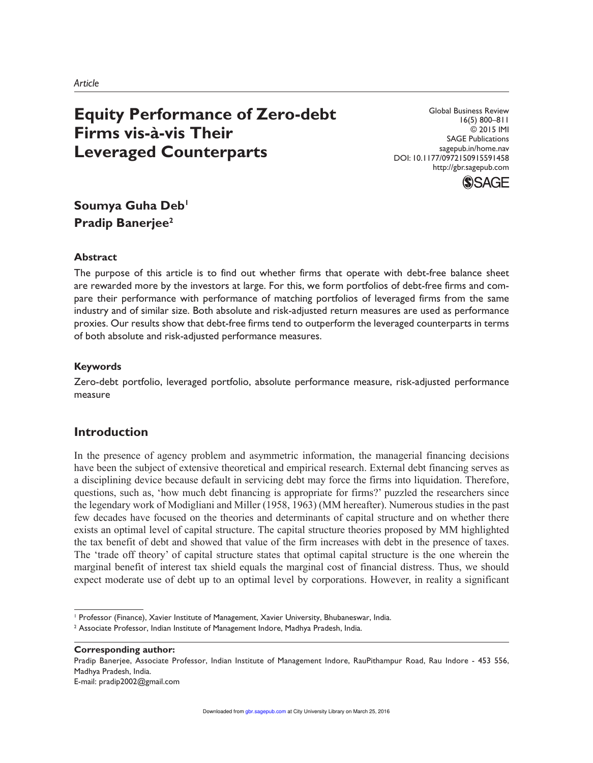*Article*

# Equity Performance of Zero-debt Firms vis-à-vis Their Leveraged Counterparts

Global Business Review
16(5) 800–811
© 2015 IMI
SAGE Publications
sagepub.in/home.nav
DOI: 10.1177/0972150915591458
http://gbr.sagepub.com

**Soumya Guha Deb**[1]
**Pradip Banerjee**[2]

### Abstract

The purpose of this article is to find out whether firms that operate with debt-free balance sheet are rewarded more by the investors at large. For this, we form portfolios of debt-free firms and compare their performance with performance of matching portfolios of leveraged firms from the same industry and of similar size. Both absolute and risk-adjusted return measures are used as performance proxies. Our results show that debt-free firms tend to outperform the leveraged counterparts in terms of both absolute and risk-adjusted performance measures.

### Keywords

Zero-debt portfolio, leveraged portfolio, absolute performance measure, risk-adjusted performance measure

## Introduction

In the presence of agency problem and asymmetric information, the managerial financing decisions have been the subject of extensive theoretical and empirical research. External debt financing serves as a disciplining device because default in servicing debt may force the firms into liquidation. Therefore, questions, such as, 'how much debt financing is appropriate for firms?' puzzled the researchers since the legendary work of Modigliani and Miller (1958, 1963) (MM hereafter). Numerous studies in the past few decades have focused on the theories and determinants of capital structure and on whether there exists an optimal level of capital structure. The capital structure theories proposed by MM highlighted the tax benefit of debt and showed that value of the firm increases with debt in the presence of taxes. The 'trade off theory' of capital structure states that optimal capital structure is the one wherein the marginal benefit of interest tax shield equals the marginal cost of financial distress. Thus, we should expect moderate use of debt up to an optimal level by corporations. However, in reality a significant

[1] Professor (Finance), Xavier Institute of Management, Xavier University, Bhubaneswar, India.
[2] Associate Professor, Indian Institute of Management Indore, Madhya Pradesh, India.

**Corresponding author:**
Pradip Banerjee, Associate Professor, Indian Institute of Management Indore, RauPithampur Road, Rau Indore - 453 556, Madhya Pradesh, India.
E-mail: pradip2002@gmail.com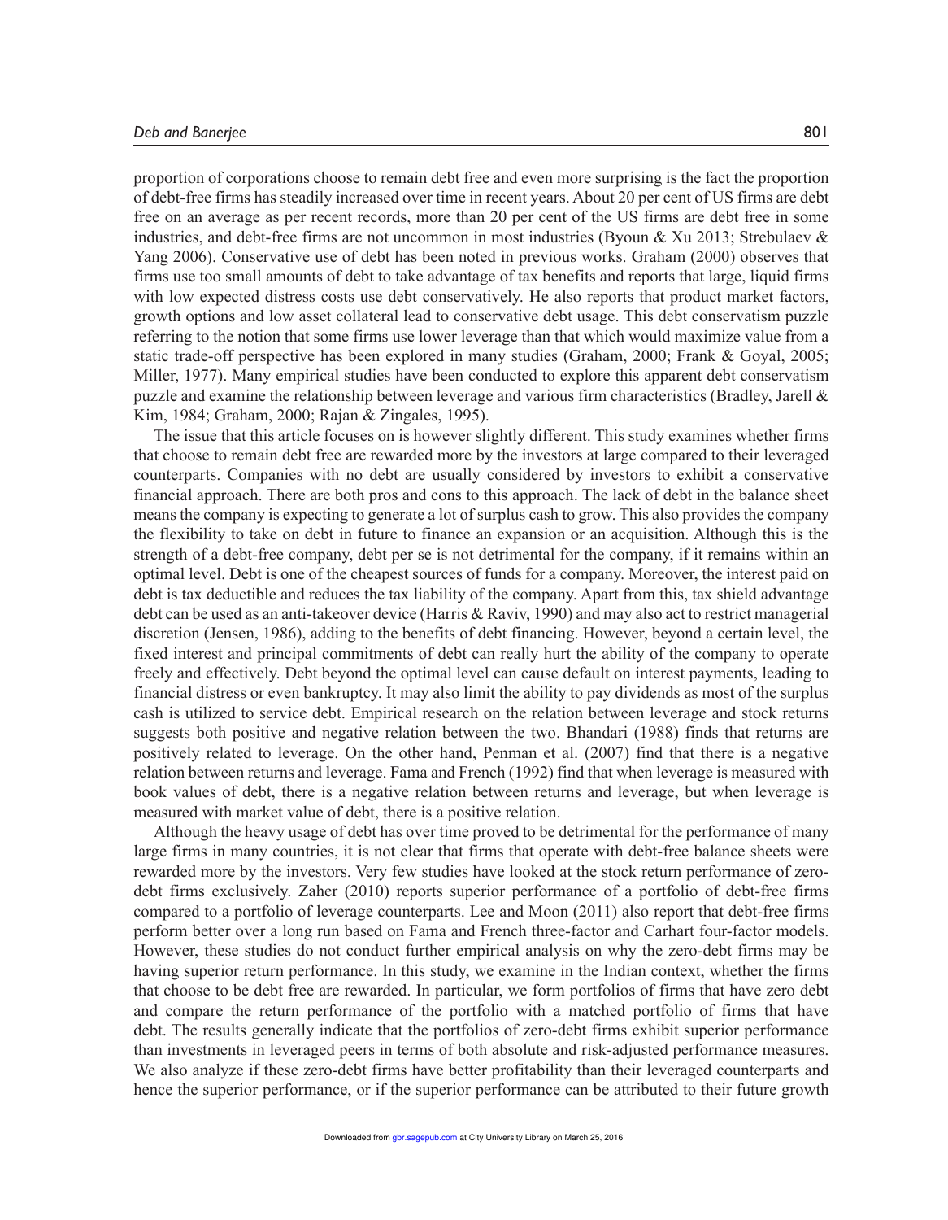proportion of corporations choose to remain debt free and even more surprising is the fact the proportion of debt-free firms has steadily increased over time in recent years. About 20 per cent of US firms are debt free on an average as per recent records, more than 20 per cent of the US firms are debt free in some industries, and debt-free firms are not uncommon in most industries (Byoun & Xu 2013; Strebulaev & Yang 2006). Conservative use of debt has been noted in previous works. Graham (2000) observes that firms use too small amounts of debt to take advantage of tax benefits and reports that large, liquid firms with low expected distress costs use debt conservatively. He also reports that product market factors, growth options and low asset collateral lead to conservative debt usage. This debt conservatism puzzle referring to the notion that some firms use lower leverage than that which would maximize value from a static trade-off perspective has been explored in many studies (Graham, 2000; Frank & Goyal, 2005; Miller, 1977). Many empirical studies have been conducted to explore this apparent debt conservatism puzzle and examine the relationship between leverage and various firm characteristics (Bradley, Jarell & Kim, 1984; Graham, 2000; Rajan & Zingales, 1995).

The issue that this article focuses on is however slightly different. This study examines whether firms that choose to remain debt free are rewarded more by the investors at large compared to their leveraged counterparts. Companies with no debt are usually considered by investors to exhibit a conservative financial approach. There are both pros and cons to this approach. The lack of debt in the balance sheet means the company is expecting to generate a lot of surplus cash to grow. This also provides the company the flexibility to take on debt in future to finance an expansion or an acquisition. Although this is the strength of a debt-free company, debt per se is not detrimental for the company, if it remains within an optimal level. Debt is one of the cheapest sources of funds for a company. Moreover, the interest paid on debt is tax deductible and reduces the tax liability of the company. Apart from this, tax shield advantage debt can be used as an anti-takeover device (Harris & Raviv, 1990) and may also act to restrict managerial discretion (Jensen, 1986), adding to the benefits of debt financing. However, beyond a certain level, the fixed interest and principal commitments of debt can really hurt the ability of the company to operate freely and effectively. Debt beyond the optimal level can cause default on interest payments, leading to financial distress or even bankruptcy. It may also limit the ability to pay dividends as most of the surplus cash is utilized to service debt. Empirical research on the relation between leverage and stock returns suggests both positive and negative relation between the two. Bhandari (1988) finds that returns are positively related to leverage. On the other hand, Penman et al. (2007) find that there is a negative relation between returns and leverage. Fama and French (1992) find that when leverage is measured with book values of debt, there is a negative relation between returns and leverage, but when leverage is measured with market value of debt, there is a positive relation.

Although the heavy usage of debt has over time proved to be detrimental for the performance of many large firms in many countries, it is not clear that firms that operate with debt-free balance sheets were rewarded more by the investors. Very few studies have looked at the stock return performance of zero-debt firms exclusively. Zaher (2010) reports superior performance of a portfolio of debt-free firms compared to a portfolio of leverage counterparts. Lee and Moon (2011) also report that debt-free firms perform better over a long run based on Fama and French three-factor and Carhart four-factor models. However, these studies do not conduct further empirical analysis on why the zero-debt firms may be having superior return performance. In this study, we examine in the Indian context, whether the firms that choose to be debt free are rewarded. In particular, we form portfolios of firms that have zero debt and compare the return performance of the portfolio with a matched portfolio of firms that have debt. The results generally indicate that the portfolios of zero-debt firms exhibit superior performance than investments in leveraged peers in terms of both absolute and risk-adjusted performance measures. We also analyze if these zero-debt firms have better profitability than their leveraged counterparts and hence the superior performance, or if the superior performance can be attributed to their future growth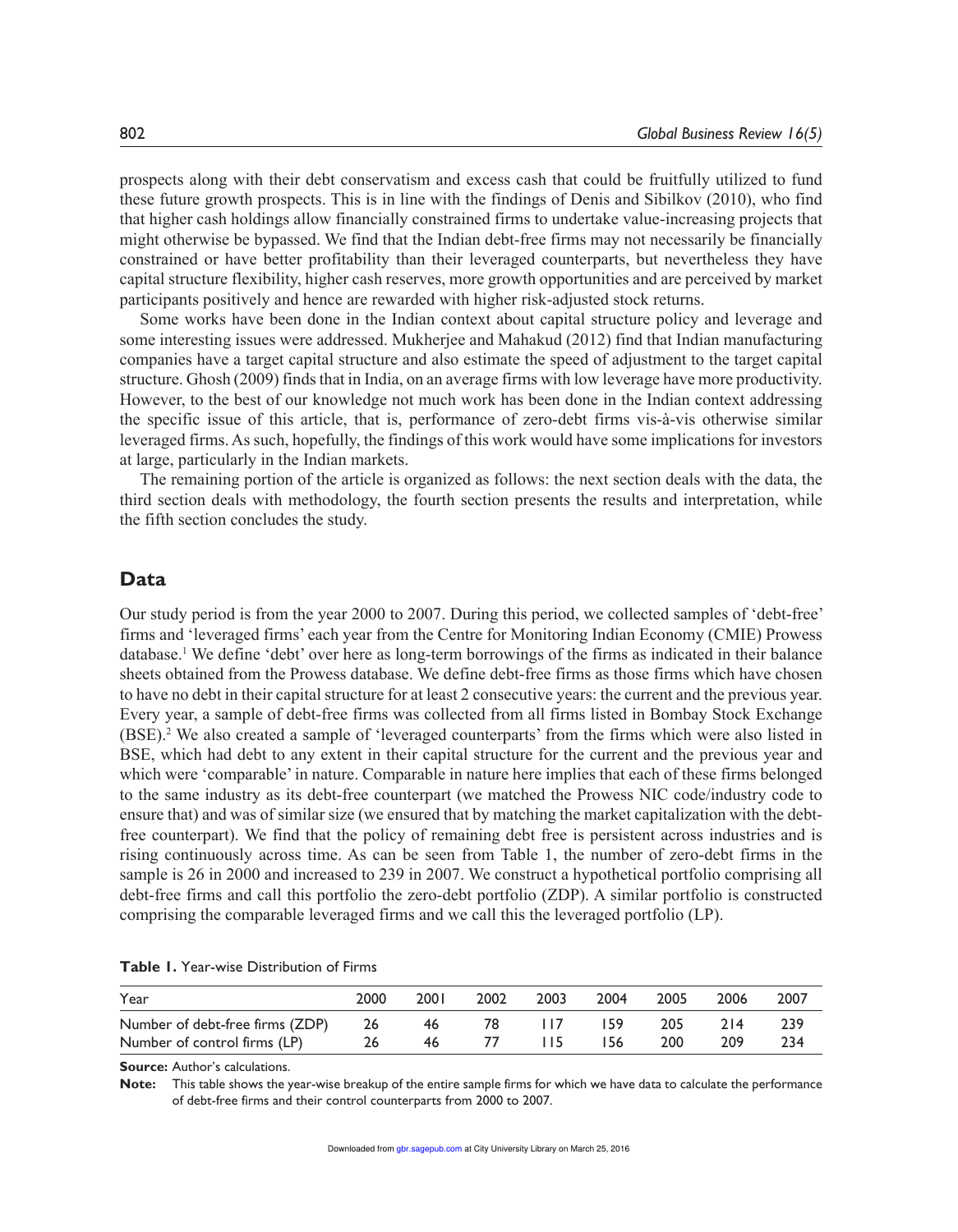prospects along with their debt conservatism and excess cash that could be fruitfully utilized to fund these future growth prospects. This is in line with the findings of Denis and Sibilkov (2010), who find that higher cash holdings allow financially constrained firms to undertake value-increasing projects that might otherwise be bypassed. We find that the Indian debt-free firms may not necessarily be financially constrained or have better profitability than their leveraged counterparts, but nevertheless they have capital structure flexibility, higher cash reserves, more growth opportunities and are perceived by market participants positively and hence are rewarded with higher risk-adjusted stock returns.

Some works have been done in the Indian context about capital structure policy and leverage and some interesting issues were addressed. Mukherjee and Mahakud (2012) find that Indian manufacturing companies have a target capital structure and also estimate the speed of adjustment to the target capital structure. Ghosh (2009) finds that in India, on an average firms with low leverage have more productivity. However, to the best of our knowledge not much work has been done in the Indian context addressing the specific issue of this article, that is, performance of zero-debt firms vis-à-vis otherwise similar leveraged firms. As such, hopefully, the findings of this work would have some implications for investors at large, particularly in the Indian markets.

The remaining portion of the article is organized as follows: the next section deals with the data, the third section deals with methodology, the fourth section presents the results and interpretation, while the fifth section concludes the study.

## Data

Our study period is from the year 2000 to 2007. During this period, we collected samples of 'debt-free' firms and 'leveraged firms' each year from the Centre for Monitoring Indian Economy (CMIE) Prowess database.[1] We define 'debt' over here as long-term borrowings of the firms as indicated in their balance sheets obtained from the Prowess database. We define debt-free firms as those firms which have chosen to have no debt in their capital structure for at least 2 consecutive years: the current and the previous year. Every year, a sample of debt-free firms was collected from all firms listed in Bombay Stock Exchange (BSE).[2] We also created a sample of 'leveraged counterparts' from the firms which were also listed in BSE, which had debt to any extent in their capital structure for the current and the previous year and which were 'comparable' in nature. Comparable in nature here implies that each of these firms belonged to the same industry as its debt-free counterpart (we matched the Prowess NIC code/industry code to ensure that) and was of similar size (we ensured that by matching the market capitalization with the debt-free counterpart). We find that the policy of remaining debt free is persistent across industries and is rising continuously across time. As can be seen from Table 1, the number of zero-debt firms in the sample is 26 in 2000 and increased to 239 in 2007. We construct a hypothetical portfolio comprising all debt-free firms and call this portfolio the zero-debt portfolio (ZDP). A similar portfolio is constructed comprising the comparable leveraged firms and we call this the leveraged portfolio (LP).

**Table 1.** Year-wise Distribution of Firms

| Year | 2000 | 2001 | 2002 | 2003 | 2004 | 2005 | 2006 | 2007 |
|---|---|---|---|---|---|---|---|---|
| Number of debt-free firms (ZDP) | 26 | 46 | 78 | 117 | 159 | 205 | 214 | 239 |
| Number of control firms (LP) | 26 | 46 | 77 | 115 | 156 | 200 | 209 | 234 |

**Source:** Author's calculations.

**Note:** This table shows the year-wise breakup of the entire sample firms for which we have data to calculate the performance of debt-free firms and their control counterparts from 2000 to 2007.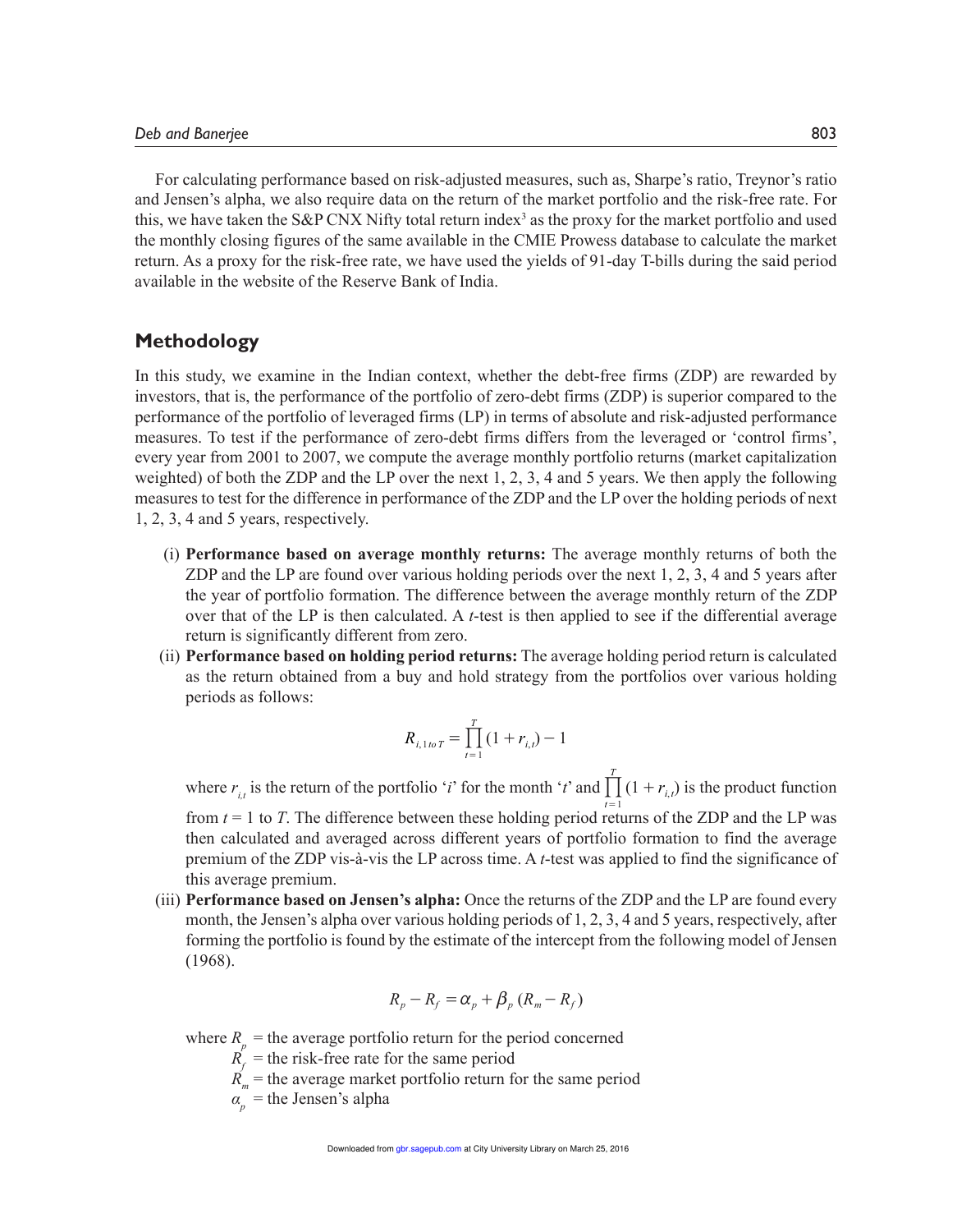For calculating performance based on risk-adjusted measures, such as, Sharpe's ratio, Treynor's ratio and Jensen's alpha, we also require data on the return of the market portfolio and the risk-free rate. For this, we have taken the S&P CNX Nifty total return index[3] as the proxy for the market portfolio and used the monthly closing figures of the same available in the CMIE Prowess database to calculate the market return. As a proxy for the risk-free rate, we have used the yields of 91-day T-bills during the said period available in the website of the Reserve Bank of India.

## Methodology

In this study, we examine in the Indian context, whether the debt-free firms (ZDP) are rewarded by investors, that is, the performance of the portfolio of zero-debt firms (ZDP) is superior compared to the performance of the portfolio of leveraged firms (LP) in terms of absolute and risk-adjusted performance measures. To test if the performance of zero-debt firms differs from the leveraged or 'control firms', every year from 2001 to 2007, we compute the average monthly portfolio returns (market capitalization weighted) of both the ZDP and the LP over the next 1, 2, 3, 4 and 5 years. We then apply the following measures to test for the difference in performance of the ZDP and the LP over the holding periods of next 1, 2, 3, 4 and 5 years, respectively.

(i) **Performance based on average monthly returns:** The average monthly returns of both the ZDP and the LP are found over various holding periods over the next 1, 2, 3, 4 and 5 years after the year of portfolio formation. The difference between the average monthly return of the ZDP over that of the LP is then calculated. A *t*-test is then applied to see if the differential average return is significantly different from zero.

(ii) **Performance based on holding period returns:** The average holding period return is calculated as the return obtained from a buy and hold strategy from the portfolios over various holding periods as follows:

$$R_{i,1\,to\,T} = \prod_{t=1}^{T}(1 + r_{i,t}) - 1$$

where $r_{i,t}$ is the return of the portfolio '*i*' for the month '*t*' and $\prod_{t=1}^{T}(1 + r_{i,t})$ is the product function from $t = 1$ to $T$. The difference between these holding period returns of the ZDP and the LP was then calculated and averaged across different years of portfolio formation to find the average premium of the ZDP vis-à-vis the LP across time. A *t*-test was applied to find the significance of this average premium.

(iii) **Performance based on Jensen's alpha:** Once the returns of the ZDP and the LP are found every month, the Jensen's alpha over various holding periods of 1, 2, 3, 4 and 5 years, respectively, after forming the portfolio is found by the estimate of the intercept from the following model of Jensen (1968).

$$R_p - R_f = \alpha_p + \beta_p\,(R_m - R_f)$$

where $R_p$ = the average portfolio return for the period concerned
$R_f$ = the risk-free rate for the same period
$R_m$ = the average market portfolio return for the same period
$\alpha_p$ = the Jensen's alpha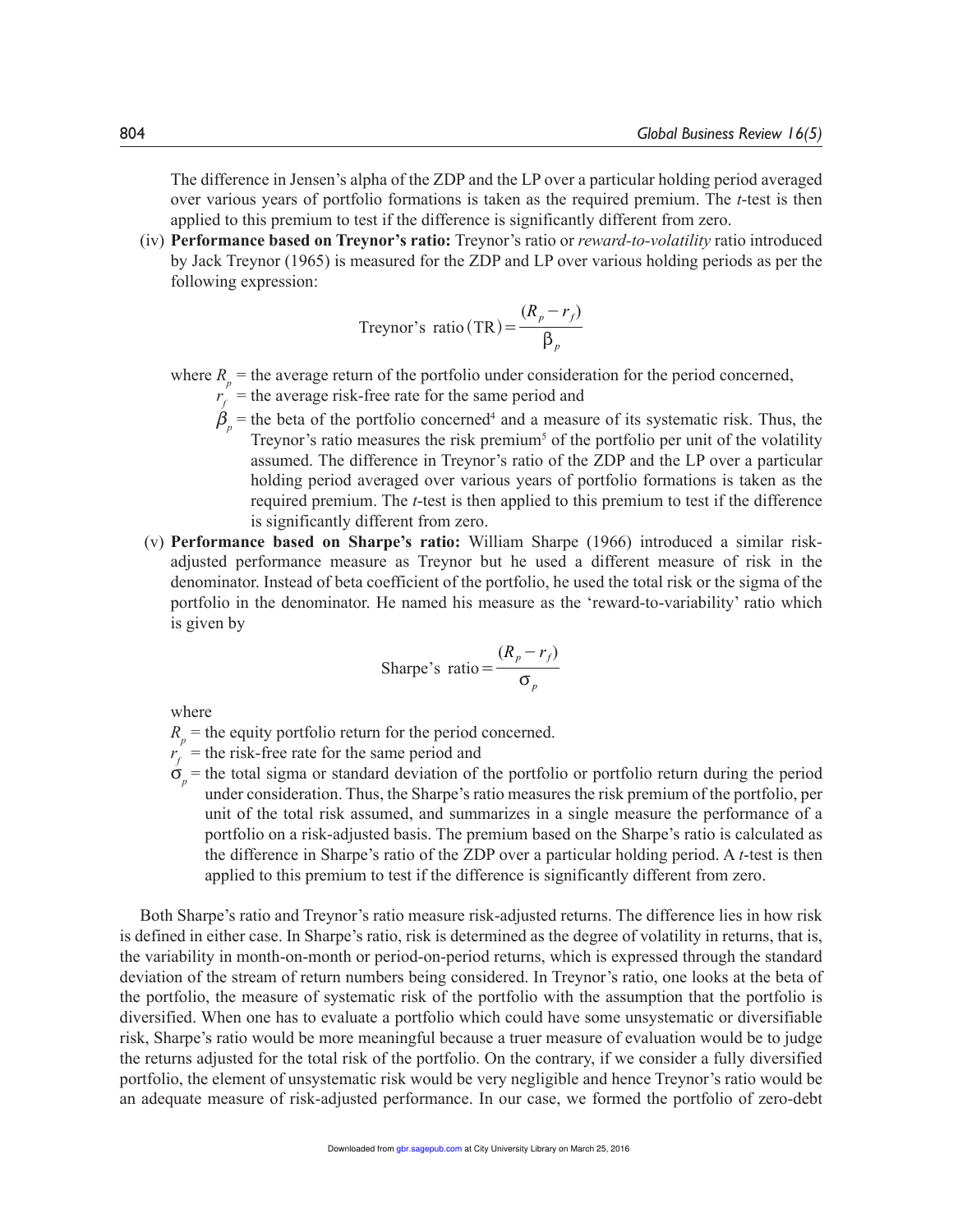The difference in Jensen's alpha of the ZDP and the LP over a particular holding period averaged over various years of portfolio formations is taken as the required premium. The *t*-test is then applied to this premium to test if the difference is significantly different from zero.

(iv) **Performance based on Treynor's ratio:** Treynor's ratio or *reward-to-volatility* ratio introduced by Jack Treynor (1965) is measured for the ZDP and LP over various holding periods as per the following expression:

$$\text{Treynor's ratio (TR)} = \frac{(R_p - r_f)}{\beta_p}$$

where $R_p$ = the average return of the portfolio under consideration for the period concerned,

$r_f$ = the average risk-free rate for the same period and

$\beta_p$ = the beta of the portfolio concerned[4] and a measure of its systematic risk. Thus, the Treynor's ratio measures the risk premium[5] of the portfolio per unit of the volatility assumed. The difference in Treynor's ratio of the ZDP and the LP over a particular holding period averaged over various years of portfolio formations is taken as the required premium. The *t*-test is then applied to this premium to test if the difference is significantly different from zero.

(v) **Performance based on Sharpe's ratio:** William Sharpe (1966) introduced a similar risk-adjusted performance measure as Treynor but he used a different measure of risk in the denominator. Instead of beta coefficient of the portfolio, he used the total risk or the sigma of the portfolio in the denominator. He named his measure as the 'reward-to-variability' ratio which is given by

$$\text{Sharpe's ratio} = \frac{(R_p - r_f)}{\sigma_p}$$

where

$R_p$ = the equity portfolio return for the period concerned.

$r_f$ = the risk-free rate for the same period and

$\sigma_p$ = the total sigma or standard deviation of the portfolio or portfolio return during the period under consideration. Thus, the Sharpe's ratio measures the risk premium of the portfolio, per unit of the total risk assumed, and summarizes in a single measure the performance of a portfolio on a risk-adjusted basis. The premium based on the Sharpe's ratio is calculated as the difference in Sharpe's ratio of the ZDP over a particular holding period. A *t*-test is then applied to this premium to test if the difference is significantly different from zero.

Both Sharpe's ratio and Treynor's ratio measure risk-adjusted returns. The difference lies in how risk is defined in either case. In Sharpe's ratio, risk is determined as the degree of volatility in returns, that is, the variability in month-on-month or period-on-period returns, which is expressed through the standard deviation of the stream of return numbers being considered. In Treynor's ratio, one looks at the beta of the portfolio, the measure of systematic risk of the portfolio with the assumption that the portfolio is diversified. When one has to evaluate a portfolio which could have some unsystematic or diversifiable risk, Sharpe's ratio would be more meaningful because a truer measure of evaluation would be to judge the returns adjusted for the total risk of the portfolio. On the contrary, if we consider a fully diversified portfolio, the element of unsystematic risk would be very negligible and hence Treynor's ratio would be an adequate measure of risk-adjusted performance. In our case, we formed the portfolio of zero-debt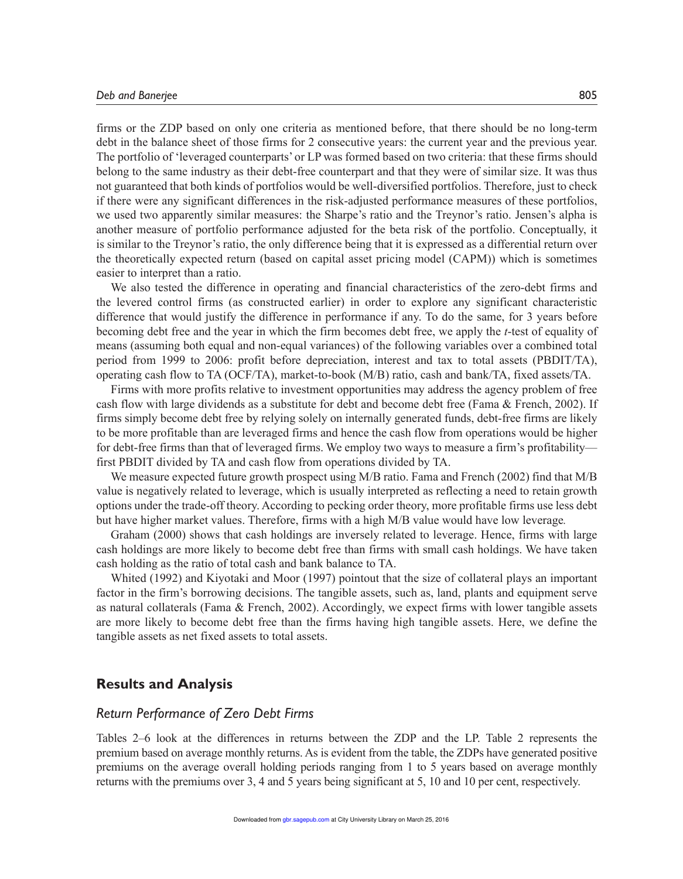firms or the ZDP based on only one criteria as mentioned before, that there should be no long-term debt in the balance sheet of those firms for 2 consecutive years: the current year and the previous year. The portfolio of 'leveraged counterparts' or LP was formed based on two criteria: that these firms should belong to the same industry as their debt-free counterpart and that they were of similar size. It was thus not guaranteed that both kinds of portfolios would be well-diversified portfolios. Therefore, just to check if there were any significant differences in the risk-adjusted performance measures of these portfolios, we used two apparently similar measures: the Sharpe's ratio and the Treynor's ratio. Jensen's alpha is another measure of portfolio performance adjusted for the beta risk of the portfolio. Conceptually, it is similar to the Treynor's ratio, the only difference being that it is expressed as a differential return over the theoretically expected return (based on capital asset pricing model (CAPM)) which is sometimes easier to interpret than a ratio.

We also tested the difference in operating and financial characteristics of the zero-debt firms and the levered control firms (as constructed earlier) in order to explore any significant characteristic difference that would justify the difference in performance if any. To do the same, for 3 years before becoming debt free and the year in which the firm becomes debt free, we apply the *t*-test of equality of means (assuming both equal and non-equal variances) of the following variables over a combined total period from 1999 to 2006: profit before depreciation, interest and tax to total assets (PBDIT/TA), operating cash flow to TA (OCF/TA), market-to-book (M/B) ratio, cash and bank/TA, fixed assets/TA.

Firms with more profits relative to investment opportunities may address the agency problem of free cash flow with large dividends as a substitute for debt and become debt free (Fama & French, 2002). If firms simply become debt free by relying solely on internally generated funds, debt-free firms are likely to be more profitable than are leveraged firms and hence the cash flow from operations would be higher for debt-free firms than that of leveraged firms. We employ two ways to measure a firm's profitability—first PBDIT divided by TA and cash flow from operations divided by TA.

We measure expected future growth prospect using M/B ratio. Fama and French (2002) find that M/B value is negatively related to leverage, which is usually interpreted as reflecting a need to retain growth options under the trade-off theory. According to pecking order theory, more profitable firms use less debt but have higher market values. Therefore, firms with a high M/B value would have low leverage.

Graham (2000) shows that cash holdings are inversely related to leverage. Hence, firms with large cash holdings are more likely to become debt free than firms with small cash holdings. We have taken cash holding as the ratio of total cash and bank balance to TA.

Whited (1992) and Kiyotaki and Moor (1997) pointout that the size of collateral plays an important factor in the firm's borrowing decisions. The tangible assets, such as, land, plants and equipment serve as natural collaterals (Fama & French, 2002). Accordingly, we expect firms with lower tangible assets are more likely to become debt free than the firms having high tangible assets. Here, we define the tangible assets as net fixed assets to total assets.

## Results and Analysis

### *Return Performance of Zero Debt Firms*

Tables 2–6 look at the differences in returns between the ZDP and the LP. Table 2 represents the premium based on average monthly returns. As is evident from the table, the ZDPs have generated positive premiums on the average overall holding periods ranging from 1 to 5 years based on average monthly returns with the premiums over 3, 4 and 5 years being significant at 5, 10 and 10 per cent, respectively.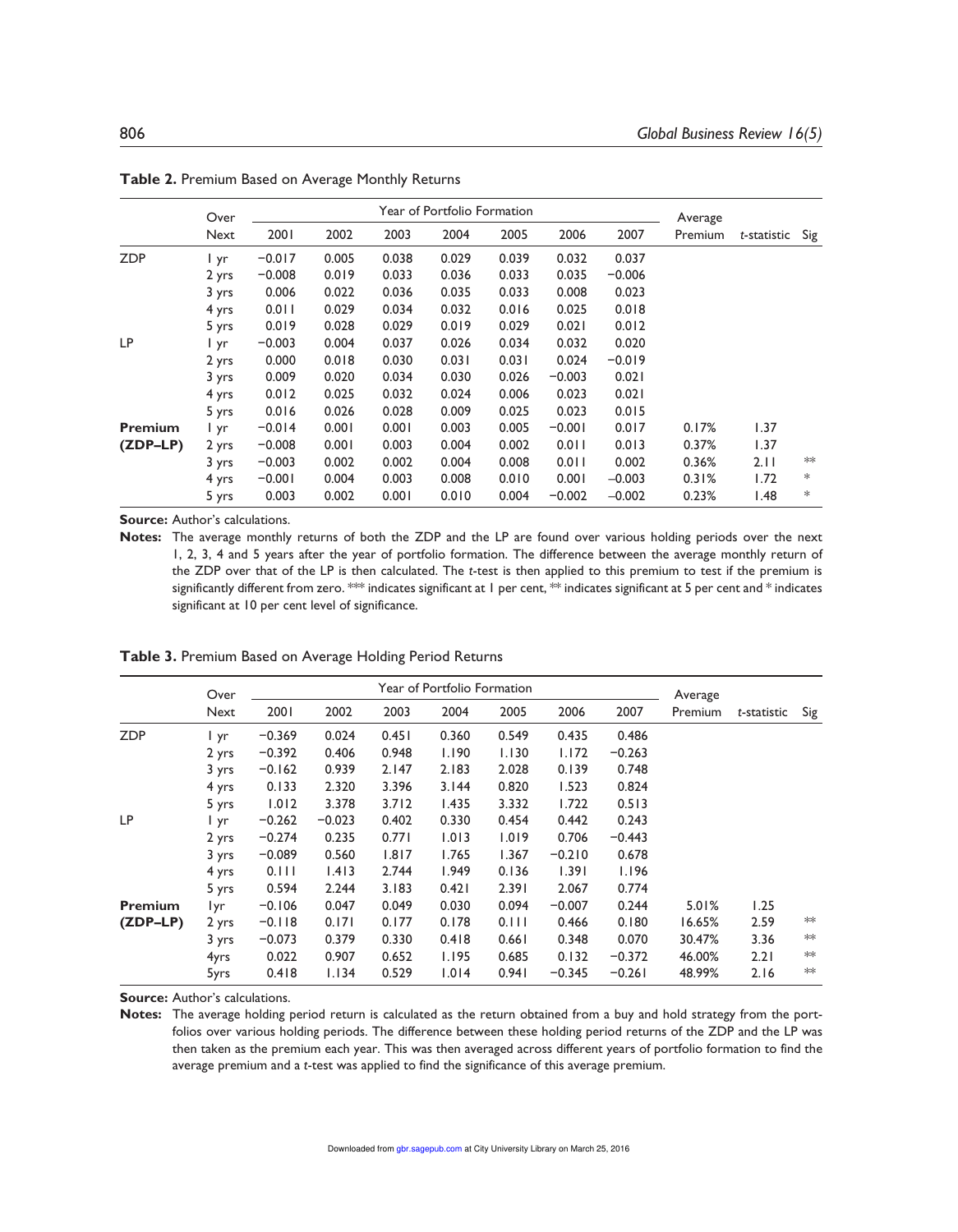**Table 2.** Premium Based on Average Monthly Returns

| | Over Next | Year of Portfolio Formation | | | | | | | Average Premium | *t*-statistic | Sig |
|---|---|---|---|---|---|---|---|---|---|---|---|
| | | 2001 | 2002 | 2003 | 2004 | 2005 | 2006 | 2007 | | | |
| ZDP | 1 yr | −0.017 | 0.005 | 0.038 | 0.029 | 0.039 | 0.032 | 0.037 | | | |
| | 2 yrs | −0.008 | 0.019 | 0.033 | 0.036 | 0.033 | 0.035 | −0.006 | | | |
| | 3 yrs | 0.006 | 0.022 | 0.036 | 0.035 | 0.033 | 0.008 | 0.023 | | | |
| | 4 yrs | 0.011 | 0.029 | 0.034 | 0.032 | 0.016 | 0.025 | 0.018 | | | |
| | 5 yrs | 0.019 | 0.028 | 0.029 | 0.019 | 0.029 | 0.021 | 0.012 | | | |
| LP | 1 yr | −0.003 | 0.004 | 0.037 | 0.026 | 0.034 | 0.032 | 0.020 | | | |
| | 2 yrs | 0.000 | 0.018 | 0.030 | 0.031 | 0.031 | 0.024 | −0.019 | | | |
| | 3 yrs | 0.009 | 0.020 | 0.034 | 0.030 | 0.026 | −0.003 | 0.021 | | | |
| | 4 yrs | 0.012 | 0.025 | 0.032 | 0.024 | 0.006 | 0.023 | 0.021 | | | |
| | 5 yrs | 0.016 | 0.026 | 0.028 | 0.009 | 0.025 | 0.023 | 0.015 | | | |
| **Premium (ZDP–LP)** | 1 yr | −0.014 | 0.001 | 0.001 | 0.003 | 0.005 | −0.001 | 0.017 | 0.17% | 1.37 | |
| | 2 yrs | −0.008 | 0.001 | 0.003 | 0.004 | 0.002 | 0.011 | 0.013 | 0.37% | 1.37 | |
| | 3 yrs | −0.003 | 0.002 | 0.002 | 0.004 | 0.008 | 0.011 | 0.002 | 0.36% | 2.11 | ** |
| | 4 yrs | −0.001 | 0.004 | 0.003 | 0.008 | 0.010 | 0.001 | −0.003 | 0.31% | 1.72 | * |
| | 5 yrs | 0.003 | 0.002 | 0.001 | 0.010 | 0.004 | −0.002 | −0.002 | 0.23% | 1.48 | * |

**Source:** Author's calculations.

**Notes:** The average monthly returns of both the ZDP and the LP are found over various holding periods over the next 1, 2, 3, 4 and 5 years after the year of portfolio formation. The difference between the average monthly return of the ZDP over that of the LP is then calculated. The *t*-test is then applied to this premium to test if the premium is significantly different from zero. *** indicates significant at 1 per cent, ** indicates significant at 5 per cent and * indicates significant at 10 per cent level of significance.

**Table 3.** Premium Based on Average Holding Period Returns

| | Over Next | Year of Portfolio Formation | | | | | | | Average Premium | *t*-statistic | Sig |
|---|---|---|---|---|---|---|---|---|---|---|---|
| | | 2001 | 2002 | 2003 | 2004 | 2005 | 2006 | 2007 | | | |
| ZDP | 1 yr | −0.369 | 0.024 | 0.451 | 0.360 | 0.549 | 0.435 | 0.486 | | | |
| | 2 yrs | −0.392 | 0.406 | 0.948 | 1.190 | 1.130 | 1.172 | −0.263 | | | |
| | 3 yrs | −0.162 | 0.939 | 2.147 | 2.183 | 2.028 | 0.139 | 0.748 | | | |
| | 4 yrs | 0.133 | 2.320 | 3.396 | 3.144 | 0.820 | 1.523 | 0.824 | | | |
| | 5 yrs | 1.012 | 3.378 | 3.712 | 1.435 | 3.332 | 1.722 | 0.513 | | | |
| LP | 1 yr | −0.262 | −0.023 | 0.402 | 0.330 | 0.454 | 0.442 | 0.243 | | | |
| | 2 yrs | −0.274 | 0.235 | 0.771 | 1.013 | 1.019 | 0.706 | −0.443 | | | |
| | 3 yrs | −0.089 | 0.560 | 1.817 | 1.765 | 1.367 | −0.210 | 0.678 | | | |
| | 4 yrs | 0.111 | 1.413 | 2.744 | 1.949 | 0.136 | 1.391 | 1.196 | | | |
| | 5 yrs | 0.594 | 2.244 | 3.183 | 0.421 | 2.391 | 2.067 | 0.774 | | | |
| **Premium (ZDP–LP)** | 1yr | −0.106 | 0.047 | 0.049 | 0.030 | 0.094 | −0.007 | 0.244 | 5.01% | 1.25 | |
| | 2 yrs | −0.118 | 0.171 | 0.177 | 0.178 | 0.111 | 0.466 | 0.180 | 16.65% | 2.59 | ** |
| | 3 yrs | −0.073 | 0.379 | 0.330 | 0.418 | 0.661 | 0.348 | 0.070 | 30.47% | 3.36 | ** |
| | 4yrs | 0.022 | 0.907 | 0.652 | 1.195 | 0.685 | 0.132 | −0.372 | 46.00% | 2.21 | ** |
| | 5yrs | 0.418 | 1.134 | 0.529 | 1.014 | 0.941 | −0.345 | −0.261 | 48.99% | 2.16 | ** |

**Source:** Author's calculations.

**Notes:** The average holding period return is calculated as the return obtained from a buy and hold strategy from the portfolios over various holding periods. The difference between these holding period returns of the ZDP and the LP was then taken as the premium each year. This was then averaged across different years of portfolio formation to find the average premium and a *t*-test was applied to find the significance of this average premium.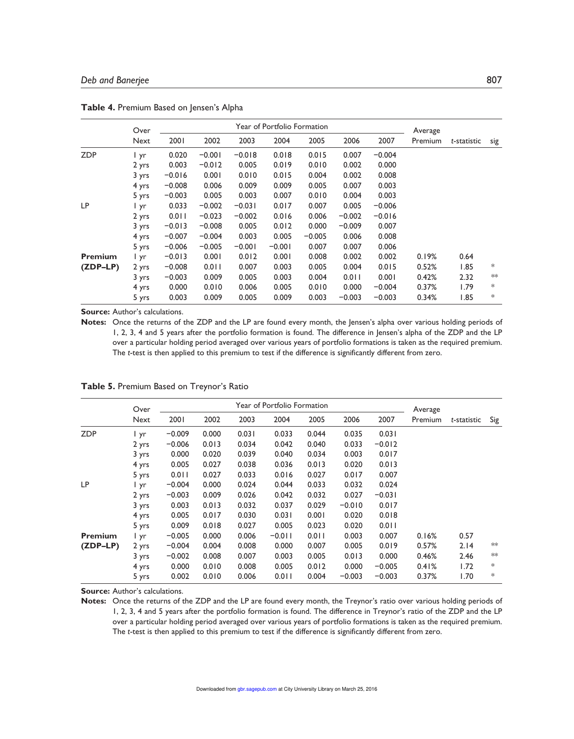**Table 4.** Premium Based on Jensen's Alpha

| | Over | Year of Portfolio Formation | | | | | | | Average | | |
|---|---|---|---|---|---|---|---|---|---|---|---|
| | Next | 2001 | 2002 | 2003 | 2004 | 2005 | 2006 | 2007 | Premium | *t*-statistic | sig |
| ZDP | 1 yr | 0.020 | −0.001 | −0.018 | 0.018 | 0.015 | 0.007 | −0.004 | | | |
| | 2 yrs | 0.003 | −0.012 | 0.005 | 0.019 | 0.010 | 0.002 | 0.000 | | | |
| | 3 yrs | −0.016 | 0.001 | 0.010 | 0.015 | 0.004 | 0.002 | 0.008 | | | |
| | 4 yrs | −0.008 | 0.006 | 0.009 | 0.009 | 0.005 | 0.007 | 0.003 | | | |
| | 5 yrs | −0.003 | 0.005 | 0.003 | 0.007 | 0.010 | 0.004 | 0.003 | | | |
| LP | 1 yr | 0.033 | −0.002 | −0.031 | 0.017 | 0.007 | 0.005 | −0.006 | | | |
| | 2 yrs | 0.011 | −0.023 | −0.002 | 0.016 | 0.006 | −0.002 | −0.016 | | | |
| | 3 yrs | −0.013 | −0.008 | 0.005 | 0.012 | 0.000 | −0.009 | 0.007 | | | |
| | 4 yrs | −0.007 | −0.004 | 0.003 | 0.005 | −0.005 | 0.006 | 0.008 | | | |
| | 5 yrs | −0.006 | −0.005 | −0.001 | −0.001 | 0.007 | 0.007 | 0.006 | | | |
| **Premium** | 1 yr | −0.013 | 0.001 | 0.012 | 0.001 | 0.008 | 0.002 | 0.002 | 0.19% | 0.64 | |
| **(ZDP–LP)** | 2 yrs | −0.008 | 0.011 | 0.007 | 0.003 | 0.005 | 0.004 | 0.015 | 0.52% | 1.85 | * |
| | 3 yrs | −0.003 | 0.009 | 0.005 | 0.003 | 0.004 | 0.011 | 0.001 | 0.42% | 2.32 | ** |
| | 4 yrs | 0.000 | 0.010 | 0.006 | 0.005 | 0.010 | 0.000 | −0.004 | 0.37% | 1.79 | * |
| | 5 yrs | 0.003 | 0.009 | 0.005 | 0.009 | 0.003 | −0.003 | −0.003 | 0.34% | 1.85 | * |

**Source:** Author's calculations.

**Notes:** Once the returns of the ZDP and the LP are found every month, the Jensen's alpha over various holding periods of 1, 2, 3, 4 and 5 years after the portfolio formation is found. The difference in Jensen's alpha of the ZDP and the LP over a particular holding period averaged over various years of portfolio formations is taken as the required premium. The *t*-test is then applied to this premium to test if the difference is significantly different from zero.

**Table 5.** Premium Based on Treynor's Ratio

| | Over | Year of Portfolio Formation | | | | | | | Average | | |
|---|---|---|---|---|---|---|---|---|---|---|---|
| | Next | 2001 | 2002 | 2003 | 2004 | 2005 | 2006 | 2007 | Premium | *t*-statistic | Sig |
| ZDP | 1 yr | −0.009 | 0.000 | 0.031 | 0.033 | 0.044 | 0.035 | 0.031 | | | |
| | 2 yrs | −0.006 | 0.013 | 0.034 | 0.042 | 0.040 | 0.033 | −0.012 | | | |
| | 3 yrs | 0.000 | 0.020 | 0.039 | 0.040 | 0.034 | 0.003 | 0.017 | | | |
| | 4 yrs | 0.005 | 0.027 | 0.038 | 0.036 | 0.013 | 0.020 | 0.013 | | | |
| | 5 yrs | 0.011 | 0.027 | 0.033 | 0.016 | 0.027 | 0.017 | 0.007 | | | |
| LP | 1 yr | −0.004 | 0.000 | 0.024 | 0.044 | 0.033 | 0.032 | 0.024 | | | |
| | 2 yrs | −0.003 | 0.009 | 0.026 | 0.042 | 0.032 | 0.027 | −0.031 | | | |
| | 3 yrs | 0.003 | 0.013 | 0.032 | 0.037 | 0.029 | −0.010 | 0.017 | | | |
| | 4 yrs | 0.005 | 0.017 | 0.030 | 0.031 | 0.001 | 0.020 | 0.018 | | | |
| | 5 yrs | 0.009 | 0.018 | 0.027 | 0.005 | 0.023 | 0.020 | 0.011 | | | |
| **Premium** | 1 yr | −0.005 | 0.000 | 0.006 | −0.011 | 0.011 | 0.003 | 0.007 | 0.16% | 0.57 | |
| **(ZDP–LP)** | 2 yrs | −0.004 | 0.004 | 0.008 | 0.000 | 0.007 | 0.005 | 0.019 | 0.57% | 2.14 | ** |
| | 3 yrs | −0.002 | 0.008 | 0.007 | 0.003 | 0.005 | 0.013 | 0.000 | 0.46% | 2.46 | ** |
| | 4 yrs | 0.000 | 0.010 | 0.008 | 0.005 | 0.012 | 0.000 | −0.005 | 0.41% | 1.72 | * |
| | 5 yrs | 0.002 | 0.010 | 0.006 | 0.011 | 0.004 | −0.003 | −0.003 | 0.37% | 1.70 | * |

**Source:** Author's calculations.

**Notes:** Once the returns of the ZDP and the LP are found every month, the Treynor's ratio over various holding periods of 1, 2, 3, 4 and 5 years after the portfolio formation is found. The difference in Treynor's ratio of the ZDP and the LP over a particular holding period averaged over various years of portfolio formations is taken as the required premium. The *t*-test is then applied to this premium to test if the difference is significantly different from zero.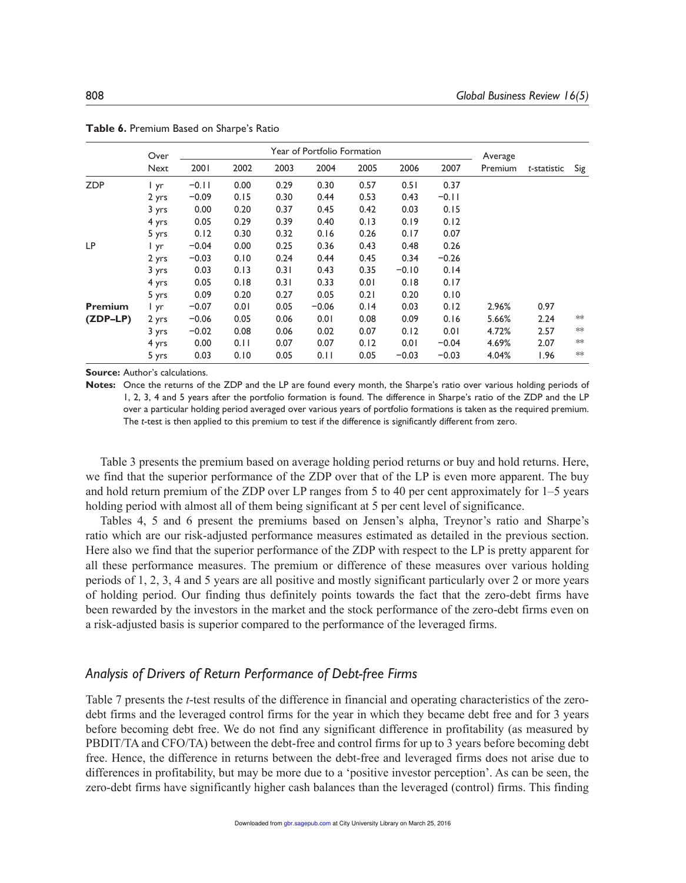**Table 6.** Premium Based on Sharpe's Ratio

| | Over | Year of Portfolio Formation | | | | | | | Average | | |
|---|---|---|---|---|---|---|---|---|---|---|---|
| | Next | 2001 | 2002 | 2003 | 2004 | 2005 | 2006 | 2007 | Premium | *t*-statistic | Sig |
| ZDP | 1 yr | −0.11 | 0.00 | 0.29 | 0.30 | 0.57 | 0.51 | 0.37 | | | |
| | 2 yrs | −0.09 | 0.15 | 0.30 | 0.44 | 0.53 | 0.43 | −0.11 | | | |
| | 3 yrs | 0.00 | 0.20 | 0.37 | 0.45 | 0.42 | 0.03 | 0.15 | | | |
| | 4 yrs | 0.05 | 0.29 | 0.39 | 0.40 | 0.13 | 0.19 | 0.12 | | | |
| | 5 yrs | 0.12 | 0.30 | 0.32 | 0.16 | 0.26 | 0.17 | 0.07 | | | |
| LP | 1 yr | −0.04 | 0.00 | 0.25 | 0.36 | 0.43 | 0.48 | 0.26 | | | |
| | 2 yrs | −0.03 | 0.10 | 0.24 | 0.44 | 0.45 | 0.34 | −0.26 | | | |
| | 3 yrs | 0.03 | 0.13 | 0.31 | 0.43 | 0.35 | −0.10 | 0.14 | | | |
| | 4 yrs | 0.05 | 0.18 | 0.31 | 0.33 | 0.01 | 0.18 | 0.17 | | | |
| | 5 yrs | 0.09 | 0.20 | 0.27 | 0.05 | 0.21 | 0.20 | 0.10 | | | |
| **Premium** | 1 yr | −0.07 | 0.01 | 0.05 | −0.06 | 0.14 | 0.03 | 0.12 | 2.96% | 0.97 | |
| **(ZDP–LP)** | 2 yrs | −0.06 | 0.05 | 0.06 | 0.01 | 0.08 | 0.09 | 0.16 | 5.66% | 2.24 | ** |
| | 3 yrs | −0.02 | 0.08 | 0.06 | 0.02 | 0.07 | 0.12 | 0.01 | 4.72% | 2.57 | ** |
| | 4 yrs | 0.00 | 0.11 | 0.07 | 0.07 | 0.12 | 0.01 | −0.04 | 4.69% | 2.07 | ** |
| | 5 yrs | 0.03 | 0.10 | 0.05 | 0.11 | 0.05 | −0.03 | −0.03 | 4.04% | 1.96 | ** |

**Source:** Author's calculations.

**Notes:** Once the returns of the ZDP and the LP are found every month, the Sharpe's ratio over various holding periods of 1, 2, 3, 4 and 5 years after the portfolio formation is found. The difference in Sharpe's ratio of the ZDP and the LP over a particular holding period averaged over various years of portfolio formations is taken as the required premium. The *t*-test is then applied to this premium to test if the difference is significantly different from zero.

Table 3 presents the premium based on average holding period returns or buy and hold returns. Here, we find that the superior performance of the ZDP over that of the LP is even more apparent. The buy and hold return premium of the ZDP over LP ranges from 5 to 40 per cent approximately for 1–5 years holding period with almost all of them being significant at 5 per cent level of significance.

Tables 4, 5 and 6 present the premiums based on Jensen's alpha, Treynor's ratio and Sharpe's ratio which are our risk-adjusted performance measures estimated as detailed in the previous section. Here also we find that the superior performance of the ZDP with respect to the LP is pretty apparent for all these performance measures. The premium or difference of these measures over various holding periods of 1, 2, 3, 4 and 5 years are all positive and mostly significant particularly over 2 or more years of holding period. Our finding thus definitely points towards the fact that the zero-debt firms have been rewarded by the investors in the market and the stock performance of the zero-debt firms even on a risk-adjusted basis is superior compared to the performance of the leveraged firms.

## *Analysis of Drivers of Return Performance of Debt-free Firms*

Table 7 presents the *t*-test results of the difference in financial and operating characteristics of the zero-debt firms and the leveraged control firms for the year in which they became debt free and for 3 years before becoming debt free. We do not find any significant difference in profitability (as measured by PBDIT/TA and CFO/TA) between the debt-free and control firms for up to 3 years before becoming debt free. Hence, the difference in returns between the debt-free and leveraged firms does not arise due to differences in profitability, but may be more due to a 'positive investor perception'. As can be seen, the zero-debt firms have significantly higher cash balances than the leveraged (control) firms. This finding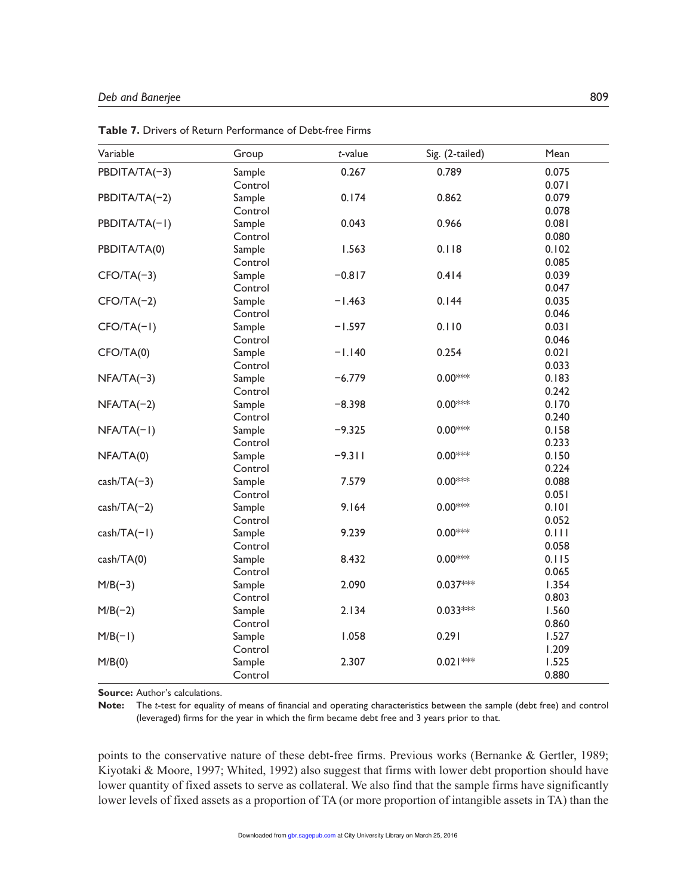**Table 7.** Drivers of Return Performance of Debt-free Firms

| Variable | Group | *t*-value | Sig. (2-tailed) | Mean |
|---|---|---|---|---|
| PBDITA/TA(−3) | Sample | 0.267 | 0.789 | 0.075 |
| | Control | | | 0.071 |
| PBDITA/TA(−2) | Sample | 0.174 | 0.862 | 0.079 |
| | Control | | | 0.078 |
| PBDITA/TA(−1) | Sample | 0.043 | 0.966 | 0.081 |
| | Control | | | 0.080 |
| PBDITA/TA(0) | Sample | 1.563 | 0.118 | 0.102 |
| | Control | | | 0.085 |
| CFO/TA(−3) | Sample | −0.817 | 0.414 | 0.039 |
| | Control | | | 0.047 |
| CFO/TA(−2) | Sample | −1.463 | 0.144 | 0.035 |
| | Control | | | 0.046 |
| CFO/TA(−1) | Sample | −1.597 | 0.110 | 0.031 |
| | Control | | | 0.046 |
| CFO/TA(0) | Sample | −1.140 | 0.254 | 0.021 |
| | Control | | | 0.033 |
| NFA/TA(−3) | Sample | −6.779 | 0.00*** | 0.183 |
| | Control | | | 0.242 |
| NFA/TA(−2) | Sample | −8.398 | 0.00*** | 0.170 |
| | Control | | | 0.240 |
| NFA/TA(−1) | Sample | −9.325 | 0.00*** | 0.158 |
| | Control | | | 0.233 |
| NFA/TA(0) | Sample | −9.311 | 0.00*** | 0.150 |
| | Control | | | 0.224 |
| cash/TA(−3) | Sample | 7.579 | 0.00*** | 0.088 |
| | Control | | | 0.051 |
| cash/TA(−2) | Sample | 9.164 | 0.00*** | 0.101 |
| | Control | | | 0.052 |
| cash/TA(−1) | Sample | 9.239 | 0.00*** | 0.111 |
| | Control | | | 0.058 |
| cash/TA(0) | Sample | 8.432 | 0.00*** | 0.115 |
| | Control | | | 0.065 |
| M/B(−3) | Sample | 2.090 | 0.037*** | 1.354 |
| | Control | | | 0.803 |
| M/B(−2) | Sample | 2.134 | 0.033*** | 1.560 |
| | Control | | | 0.860 |
| M/B(−1) | Sample | 1.058 | 0.291 | 1.527 |
| | Control | | | 1.209 |
| M/B(0) | Sample | 2.307 | 0.021*** | 1.525 |
| | Control | | | 0.880 |

**Source:** Author's calculations.

**Note:** The *t*-test for equality of means of financial and operating characteristics between the sample (debt free) and control (leveraged) firms for the year in which the firm became debt free and 3 years prior to that.

points to the conservative nature of these debt-free firms. Previous works (Bernanke & Gertler, 1989; Kiyotaki & Moore, 1997; Whited, 1992) also suggest that firms with lower debt proportion should have lower quantity of fixed assets to serve as collateral. We also find that the sample firms have significantly lower levels of fixed assets as a proportion of TA (or more proportion of intangible assets in TA) than the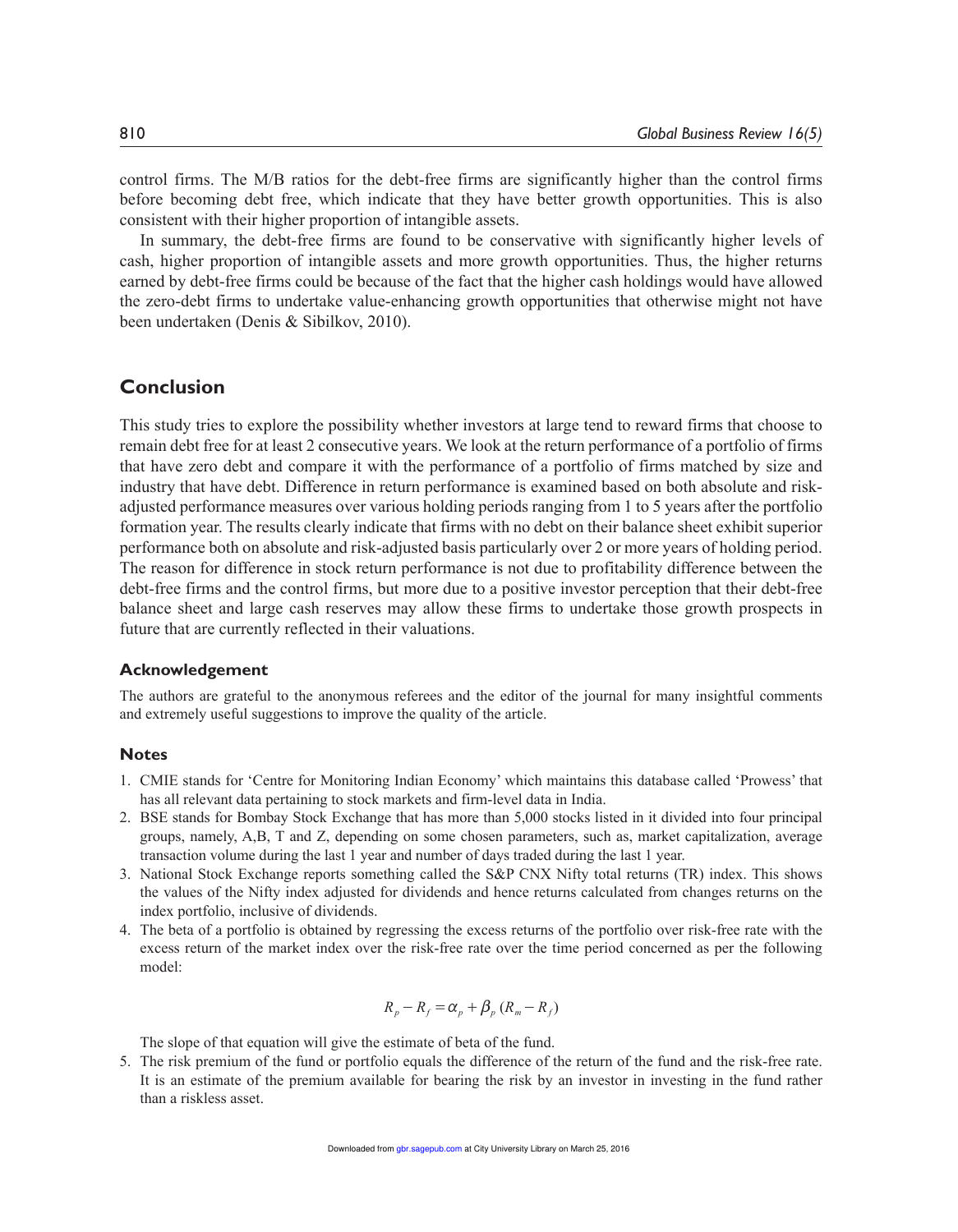control firms. The M/B ratios for the debt-free firms are significantly higher than the control firms before becoming debt free, which indicate that they have better growth opportunities. This is also consistent with their higher proportion of intangible assets.

In summary, the debt-free firms are found to be conservative with significantly higher levels of cash, higher proportion of intangible assets and more growth opportunities. Thus, the higher returns earned by debt-free firms could be because of the fact that the higher cash holdings would have allowed the zero-debt firms to undertake value-enhancing growth opportunities that otherwise might not have been undertaken (Denis & Sibilkov, 2010).

## Conclusion

This study tries to explore the possibility whether investors at large tend to reward firms that choose to remain debt free for at least 2 consecutive years. We look at the return performance of a portfolio of firms that have zero debt and compare it with the performance of a portfolio of firms matched by size and industry that have debt. Difference in return performance is examined based on both absolute and risk-adjusted performance measures over various holding periods ranging from 1 to 5 years after the portfolio formation year. The results clearly indicate that firms with no debt on their balance sheet exhibit superior performance both on absolute and risk-adjusted basis particularly over 2 or more years of holding period. The reason for difference in stock return performance is not due to profitability difference between the debt-free firms and the control firms, but more due to a positive investor perception that their debt-free balance sheet and large cash reserves may allow these firms to undertake those growth prospects in future that are currently reflected in their valuations.

### Acknowledgement

The authors are grateful to the anonymous referees and the editor of the journal for many insightful comments and extremely useful suggestions to improve the quality of the article.

### Notes

1. CMIE stands for 'Centre for Monitoring Indian Economy' which maintains this database called 'Prowess' that has all relevant data pertaining to stock markets and firm-level data in India.
2. BSE stands for Bombay Stock Exchange that has more than 5,000 stocks listed in it divided into four principal groups, namely, A,B, T and Z, depending on some chosen parameters, such as, market capitalization, average transaction volume during the last 1 year and number of days traded during the last 1 year.
3. National Stock Exchange reports something called the S&P CNX Nifty total returns (TR) index. This shows the values of the Nifty index adjusted for dividends and hence returns calculated from changes returns on the index portfolio, inclusive of dividends.
4. The beta of a portfolio is obtained by regressing the excess returns of the portfolio over risk-free rate with the excess return of the market index over the risk-free rate over the time period concerned as per the following model:

$$R_p - R_f = \alpha_p + \beta_p (R_m - R_f)$$

   The slope of that equation will give the estimate of beta of the fund.
5. The risk premium of the fund or portfolio equals the difference of the return of the fund and the risk-free rate. It is an estimate of the premium available for bearing the risk by an investor in investing in the fund rather than a riskless asset.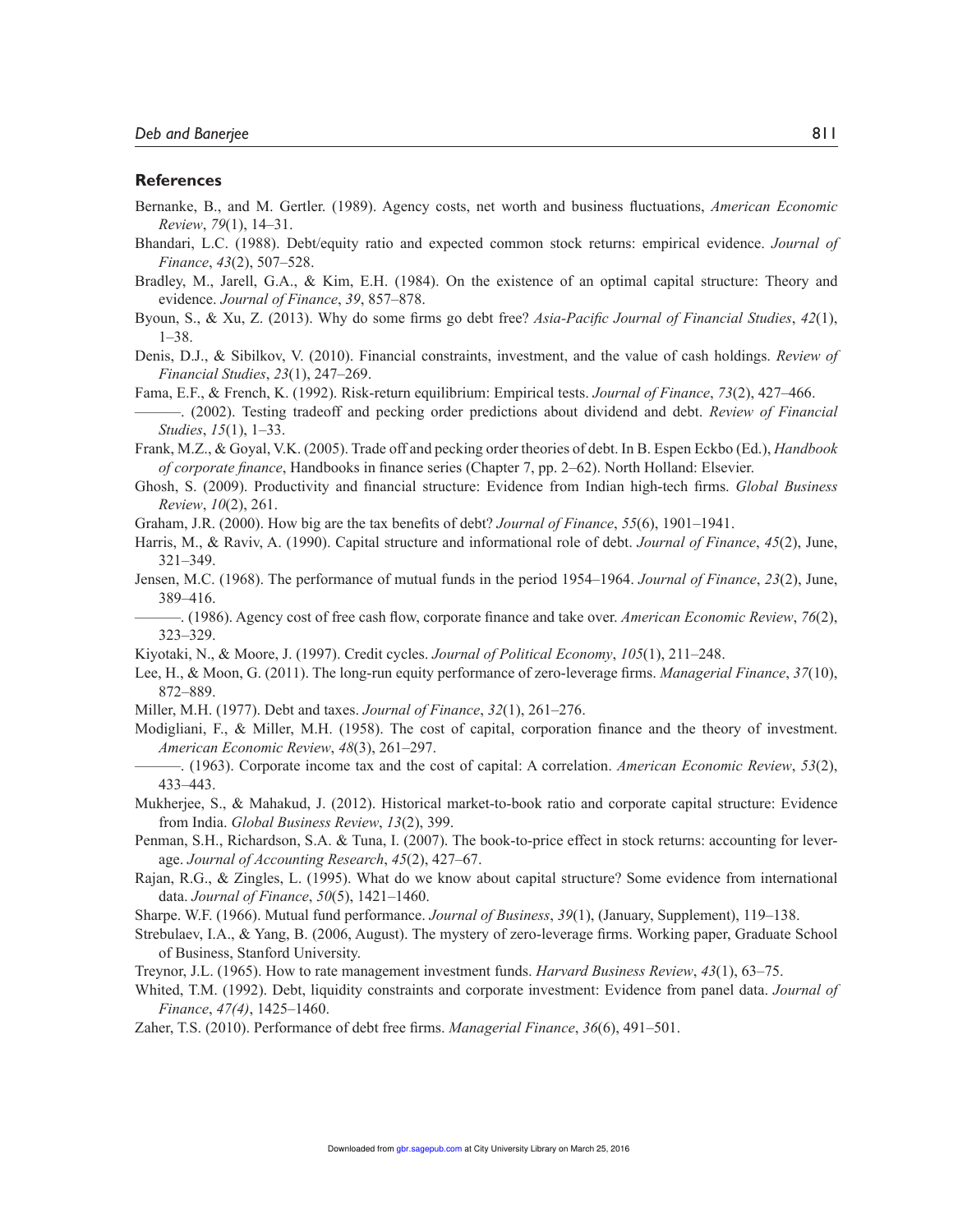## References

Bernanke, B., and M. Gertler. (1989). Agency costs, net worth and business fluctuations, *American Economic Review*, *79*(1), 14–31.

Bhandari, L.C. (1988). Debt/equity ratio and expected common stock returns: empirical evidence. *Journal of Finance*, *43*(2), 507–528.

Bradley, M., Jarell, G.A., & Kim, E.H. (1984). On the existence of an optimal capital structure: Theory and evidence. *Journal of Finance*, *39*, 857–878.

Byoun, S., & Xu, Z. (2013). Why do some firms go debt free? *Asia-Pacific Journal of Financial Studies*, *42*(1), 1–38.

Denis, D.J., & Sibilkov, V. (2010). Financial constraints, investment, and the value of cash holdings. *Review of Financial Studies*, *23*(1), 247–269.

Fama, E.F., & French, K. (1992). Risk-return equilibrium: Empirical tests. *Journal of Finance*, *73*(2), 427–466.

———. (2002). Testing tradeoff and pecking order predictions about dividend and debt. *Review of Financial Studies*, *15*(1), 1–33.

Frank, M.Z., & Goyal, V.K. (2005). Trade off and pecking order theories of debt. In B. Espen Eckbo (Ed.), *Handbook of corporate finance*, Handbooks in finance series (Chapter 7, pp. 2–62). North Holland: Elsevier.

Ghosh, S. (2009). Productivity and financial structure: Evidence from Indian high-tech firms. *Global Business Review*, *10*(2), 261.

Graham, J.R. (2000). How big are the tax benefits of debt? *Journal of Finance*, *55*(6), 1901–1941.

Harris, M., & Raviv, A. (1990). Capital structure and informational role of debt. *Journal of Finance*, *45*(2), June, 321–349.

Jensen, M.C. (1968). The performance of mutual funds in the period 1954–1964. *Journal of Finance*, *23*(2), June, 389–416.

———. (1986). Agency cost of free cash flow, corporate finance and take over. *American Economic Review*, *76*(2), 323–329.

Kiyotaki, N., & Moore, J. (1997). Credit cycles. *Journal of Political Economy*, *105*(1), 211–248.

Lee, H., & Moon, G. (2011). The long-run equity performance of zero-leverage firms. *Managerial Finance*, *37*(10), 872–889.

Miller, M.H. (1977). Debt and taxes. *Journal of Finance*, *32*(1), 261–276.

Modigliani, F., & Miller, M.H. (1958). The cost of capital, corporation finance and the theory of investment. *American Economic Review*, *48*(3), 261–297.

———. (1963). Corporate income tax and the cost of capital: A correlation. *American Economic Review*, *53*(2), 433–443.

Mukherjee, S., & Mahakud, J. (2012). Historical market-to-book ratio and corporate capital structure: Evidence from India. *Global Business Review*, *13*(2), 399.

Penman, S.H., Richardson, S.A. & Tuna, I. (2007). The book-to-price effect in stock returns: accounting for leverage. *Journal of Accounting Research*, *45*(2), 427–67.

Rajan, R.G., & Zingles, L. (1995). What do we know about capital structure? Some evidence from international data. *Journal of Finance*, *50*(5), 1421–1460.

Sharpe. W.F. (1966). Mutual fund performance. *Journal of Business*, *39*(1), (January, Supplement), 119–138.

Strebulaev, I.A., & Yang, B. (2006, August). The mystery of zero-leverage firms. Working paper, Graduate School of Business, Stanford University.

Treynor, J.L. (1965). How to rate management investment funds. *Harvard Business Review*, *43*(1), 63–75.

Whited, T.M. (1992). Debt, liquidity constraints and corporate investment: Evidence from panel data. *Journal of Finance*, *47(4)*, 1425–1460.

Zaher, T.S. (2010). Performance of debt free firms. *Managerial Finance*, *36*(6), 491–501.